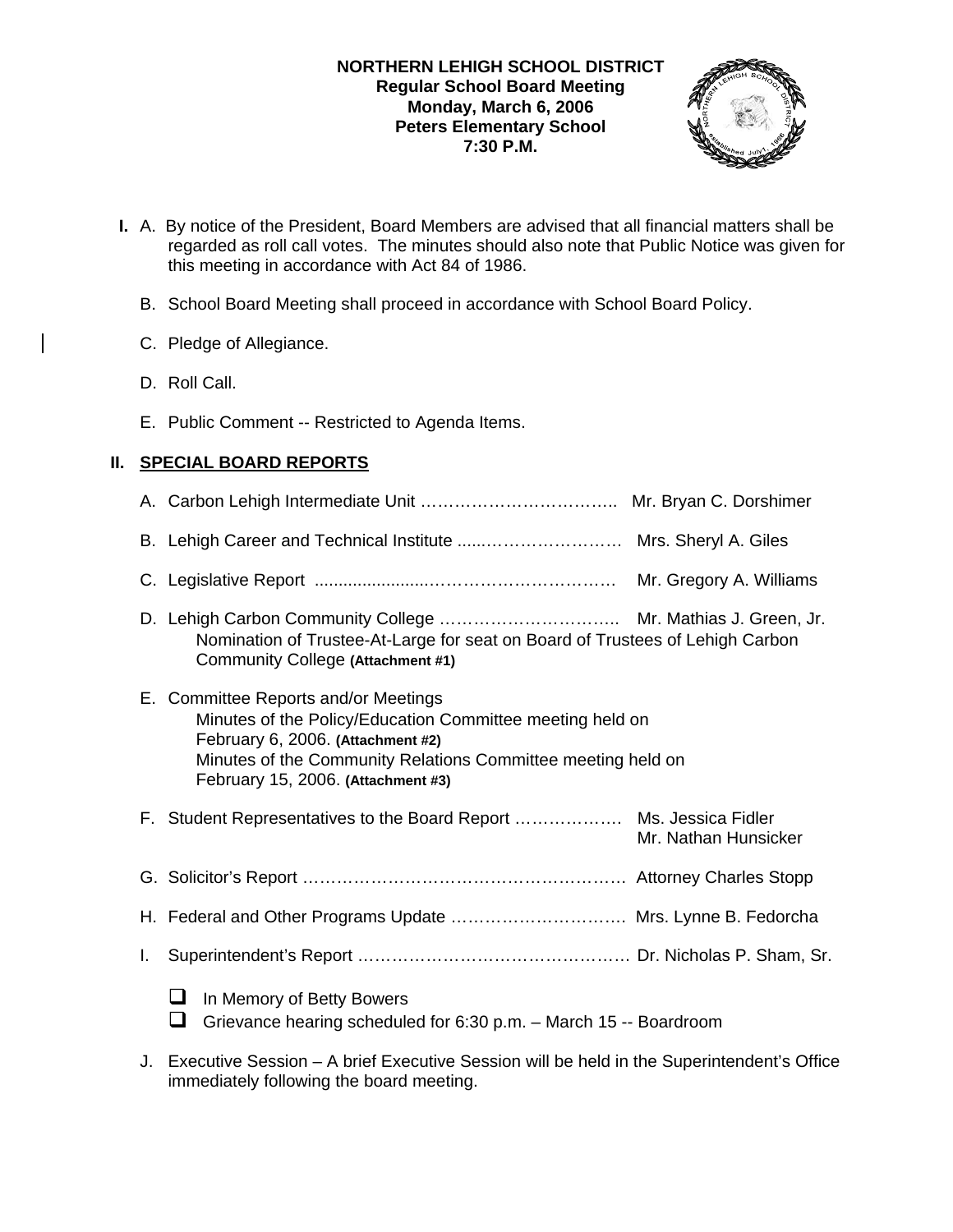**NORTHERN LEHIGH SCHOOL DISTRICT**
**Regular School Board Meeting**
**Monday, March 6, 2006**
**Peters Elementary School**
**7:30 P.M.**

**I.** A. By notice of the President, Board Members are advised that all financial matters shall be regarded as roll call votes. The minutes should also note that Public Notice was given for this meeting in accordance with Act 84 of 1986.

B. School Board Meeting shall proceed in accordance with School Board Policy.

C. Pledge of Allegiance.

D. Roll Call.

E. Public Comment -- Restricted to Agenda Items.

## II. SPECIAL BOARD REPORTS

A. Carbon Lehigh Intermediate Unit …………………………….. Mr. Bryan C. Dorshimer

B. Lehigh Career and Technical Institute .....…………………… Mrs. Sheryl A. Giles

C. Legislative Report ......................…………………………… Mr. Gregory A. Williams

D. Lehigh Carbon Community College ………………………….. Mr. Mathias J. Green, Jr.
Nomination of Trustee-At-Large for seat on Board of Trustees of Lehigh Carbon Community College **(Attachment #1)**

E. Committee Reports and/or Meetings
Minutes of the Policy/Education Committee meeting held on February 6, 2006. **(Attachment #2)**
Minutes of the Community Relations Committee meeting held on February 15, 2006. **(Attachment #3)**

F. Student Representatives to the Board Report ………………. Ms. Jessica Fidler
Mr. Nathan Hunsicker

G. Solicitor's Report …………………………………………………. Attorney Charles Stopp

H. Federal and Other Programs Update …………………………. Mrs. Lynne B. Fedorcha

I. Superintendent's Report …………………………………………. Dr. Nicholas P. Sham, Sr.

- In Memory of Betty Bowers
- Grievance hearing scheduled for 6:30 p.m. – March 15 -- Boardroom

J. Executive Session – A brief Executive Session will be held in the Superintendent's Office immediately following the board meeting.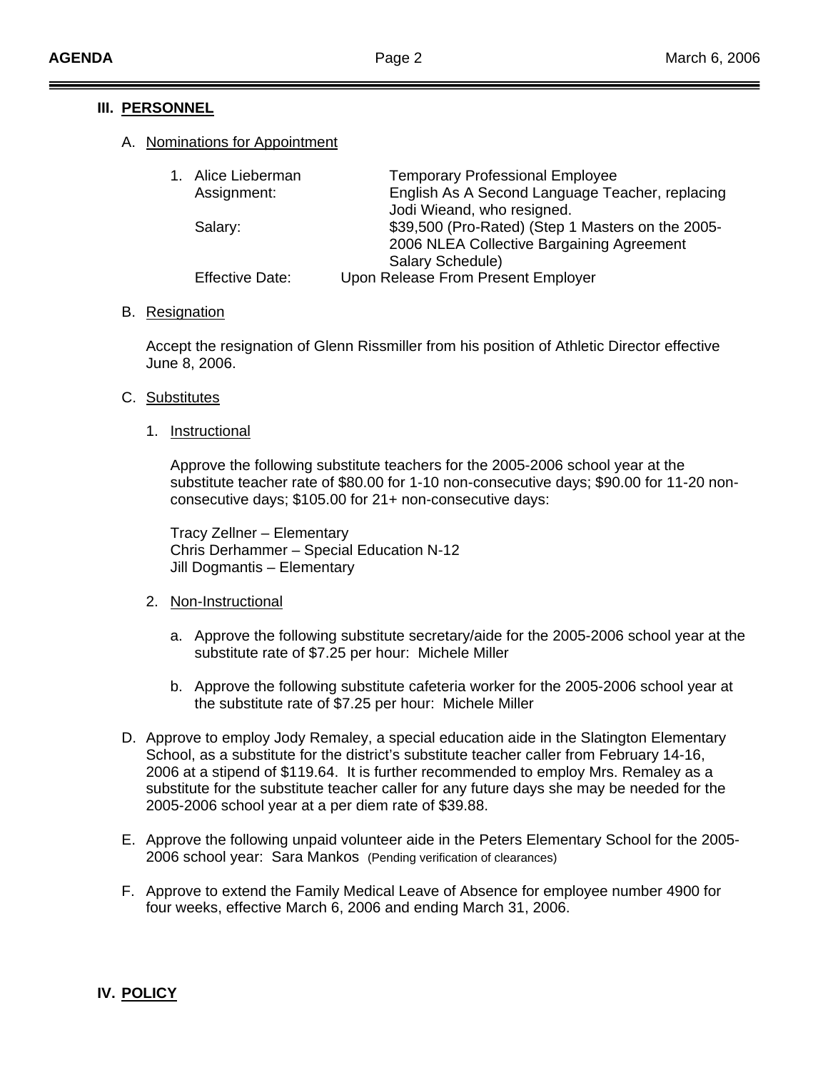### III. PERSONNEL

A. Nominations for Appointment

1. Alice Lieberman — Temporary Professional Employee
   - Assignment: English As A Second Language Teacher, replacing Jodi Wieand, who resigned.
   - Salary: $39,500 (Pro-Rated) (Step 1 Masters on the 2005-2006 NLEA Collective Bargaining Agreement Salary Schedule)
   - Effective Date: Upon Release From Present Employer

B. Resignation

Accept the resignation of Glenn Rissmiller from his position of Athletic Director effective June 8, 2006.

C. Substitutes

1. Instructional

   Approve the following substitute teachers for the 2005-2006 school year at the substitute teacher rate of $80.00 for 1-10 non-consecutive days; $90.00 for 11-20 non-consecutive days; $105.00 for 21+ non-consecutive days:

   Tracy Zellner – Elementary
   Chris Derhammer – Special Education N-12
   Jill Dogmantis – Elementary

2. Non-Instructional

   a. Approve the following substitute secretary/aide for the 2005-2006 school year at the substitute rate of $7.25 per hour: Michele Miller

   b. Approve the following substitute cafeteria worker for the 2005-2006 school year at the substitute rate of $7.25 per hour: Michele Miller

D. Approve to employ Jody Remaley, a special education aide in the Slatington Elementary School, as a substitute for the district's substitute teacher caller from February 14-16, 2006 at a stipend of $119.64. It is further recommended to employ Mrs. Remaley as a substitute for the substitute teacher caller for any future days she may be needed for the 2005-2006 school year at a per diem rate of $39.88.

E. Approve the following unpaid volunteer aide in the Peters Elementary School for the 2005-2006 school year: Sara Mankos (Pending verification of clearances)

F. Approve to extend the Family Medical Leave of Absence for employee number 4900 for four weeks, effective March 6, 2006 and ending March 31, 2006.

### IV. POLICY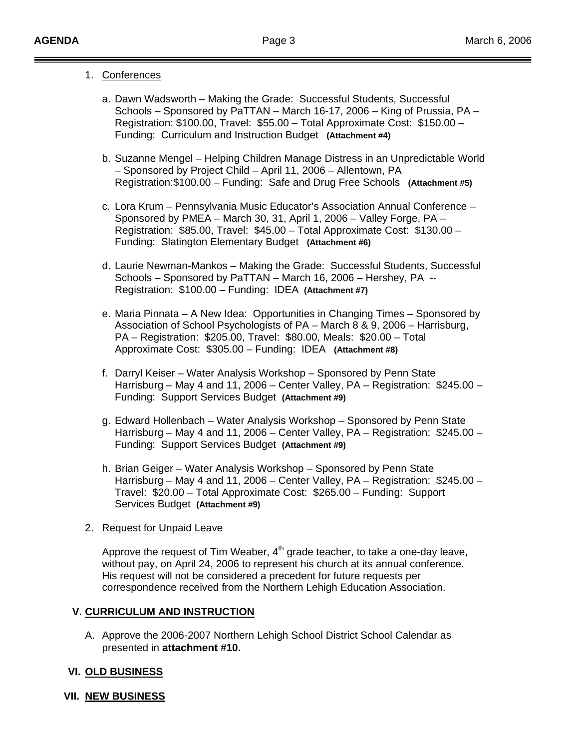1. Conferences

   a. Dawn Wadsworth – Making the Grade: Successful Students, Successful Schools – Sponsored by PaTTAN – March 16-17, 2006 – King of Prussia, PA – Registration: $100.00, Travel: $55.00 – Total Approximate Cost: $150.00 – Funding: Curriculum and Instruction Budget **(Attachment #4)**

   b. Suzanne Mengel – Helping Children Manage Distress in an Unpredictable World – Sponsored by Project Child – April 11, 2006 – Allentown, PA Registration:$100.00 – Funding: Safe and Drug Free Schools **(Attachment #5)**

   c. Lora Krum – Pennsylvania Music Educator's Association Annual Conference – Sponsored by PMEA – March 30, 31, April 1, 2006 – Valley Forge, PA – Registration: $85.00, Travel: $45.00 – Total Approximate Cost: $130.00 – Funding: Slatington Elementary Budget **(Attachment #6)**

   d. Laurie Newman-Mankos – Making the Grade: Successful Students, Successful Schools – Sponsored by PaTTAN – March 16, 2006 – Hershey, PA -- Registration: $100.00 – Funding: IDEA **(Attachment #7)**

   e. Maria Pinnata – A New Idea: Opportunities in Changing Times – Sponsored by Association of School Psychologists of PA – March 8 & 9, 2006 – Harrisburg, PA – Registration: $205.00, Travel: $80.00, Meals: $20.00 – Total Approximate Cost: $305.00 – Funding: IDEA **(Attachment #8)**

   f. Darryl Keiser – Water Analysis Workshop – Sponsored by Penn State Harrisburg – May 4 and 11, 2006 – Center Valley, PA – Registration: $245.00 – Funding: Support Services Budget **(Attachment #9)**

   g. Edward Hollenbach – Water Analysis Workshop – Sponsored by Penn State Harrisburg – May 4 and 11, 2006 – Center Valley, PA – Registration: $245.00 – Funding: Support Services Budget **(Attachment #9)**

   h. Brian Geiger – Water Analysis Workshop – Sponsored by Penn State Harrisburg – May 4 and 11, 2006 – Center Valley, PA – Registration: $245.00 – Travel: $20.00 – Total Approximate Cost: $265.00 – Funding: Support Services Budget **(Attachment #9)**

2. Request for Unpaid Leave

   Approve the request of Tim Weaber, 4th grade teacher, to take a one-day leave, without pay, on April 24, 2006 to represent his church at its annual conference. His request will not be considered a precedent for future requests per correspondence received from the Northern Lehigh Education Association.

## V. CURRICULUM AND INSTRUCTION

A. Approve the 2006-2007 Northern Lehigh School District School Calendar as presented in **attachment #10.**

## VI. OLD BUSINESS

## VII. NEW BUSINESS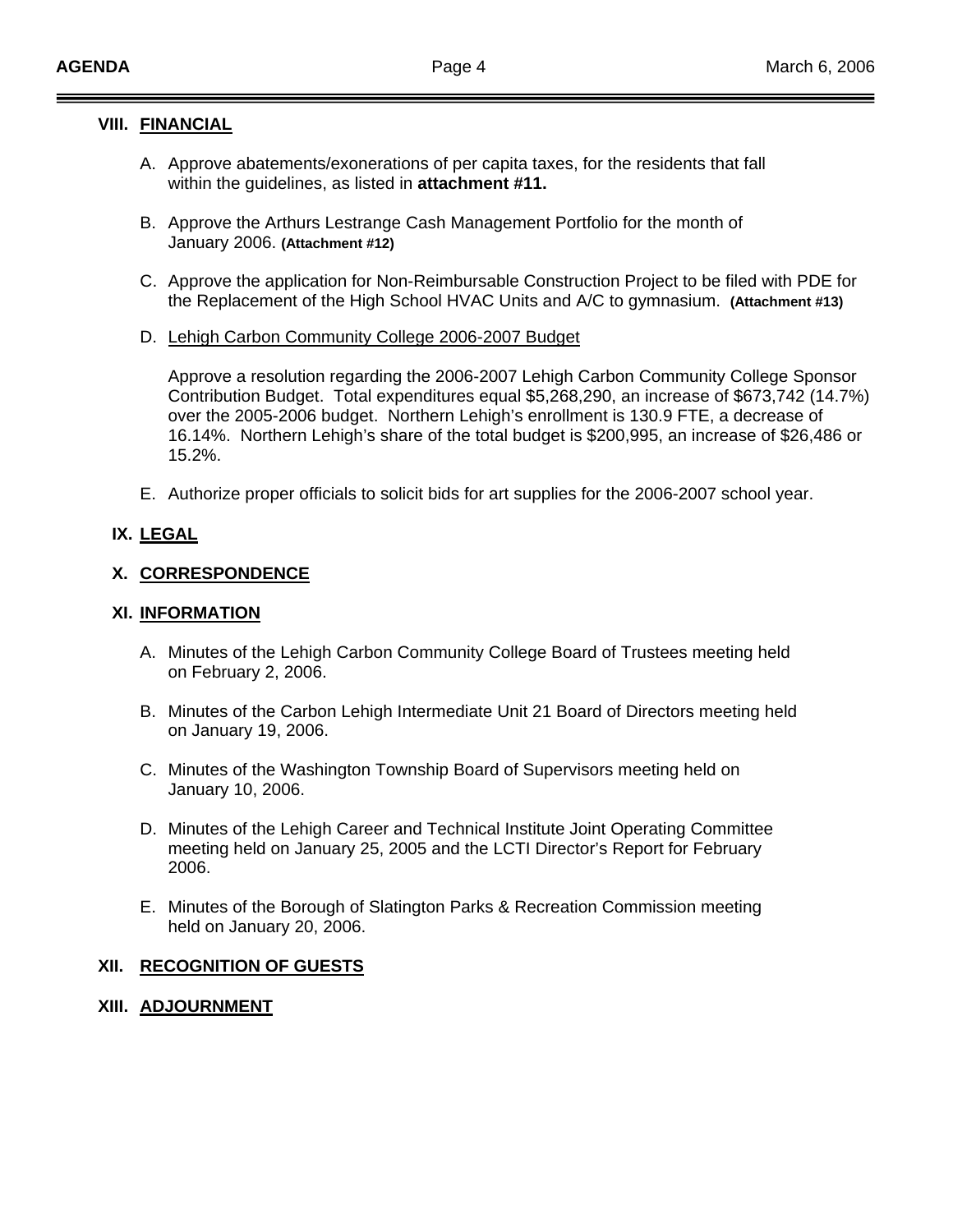## VIII. FINANCIAL

A. Approve abatements/exonerations of per capita taxes, for the residents that fall within the guidelines, as listed in **attachment #11.**

B. Approve the Arthurs Lestrange Cash Management Portfolio for the month of January 2006. **(Attachment #12)**

C. Approve the application for Non-Reimbursable Construction Project to be filed with PDE for the Replacement of the High School HVAC Units and A/C to gymnasium. **(Attachment #13)**

D. Lehigh Carbon Community College 2006-2007 Budget

Approve a resolution regarding the 2006-2007 Lehigh Carbon Community College Sponsor Contribution Budget. Total expenditures equal $5,268,290, an increase of $673,742 (14.7%) over the 2005-2006 budget. Northern Lehigh's enrollment is 130.9 FTE, a decrease of 16.14%. Northern Lehigh's share of the total budget is $200,995, an increase of $26,486 or 15.2%.

E. Authorize proper officials to solicit bids for art supplies for the 2006-2007 school year.

## IX. LEGAL

## X. CORRESPONDENCE

## XI. INFORMATION

A. Minutes of the Lehigh Carbon Community College Board of Trustees meeting held on February 2, 2006.

B. Minutes of the Carbon Lehigh Intermediate Unit 21 Board of Directors meeting held on January 19, 2006.

C. Minutes of the Washington Township Board of Supervisors meeting held on January 10, 2006.

D. Minutes of the Lehigh Career and Technical Institute Joint Operating Committee meeting held on January 25, 2005 and the LCTI Director's Report for February 2006.

E. Minutes of the Borough of Slatington Parks & Recreation Commission meeting held on January 20, 2006.

## XII. RECOGNITION OF GUESTS

## XIII. ADJOURNMENT